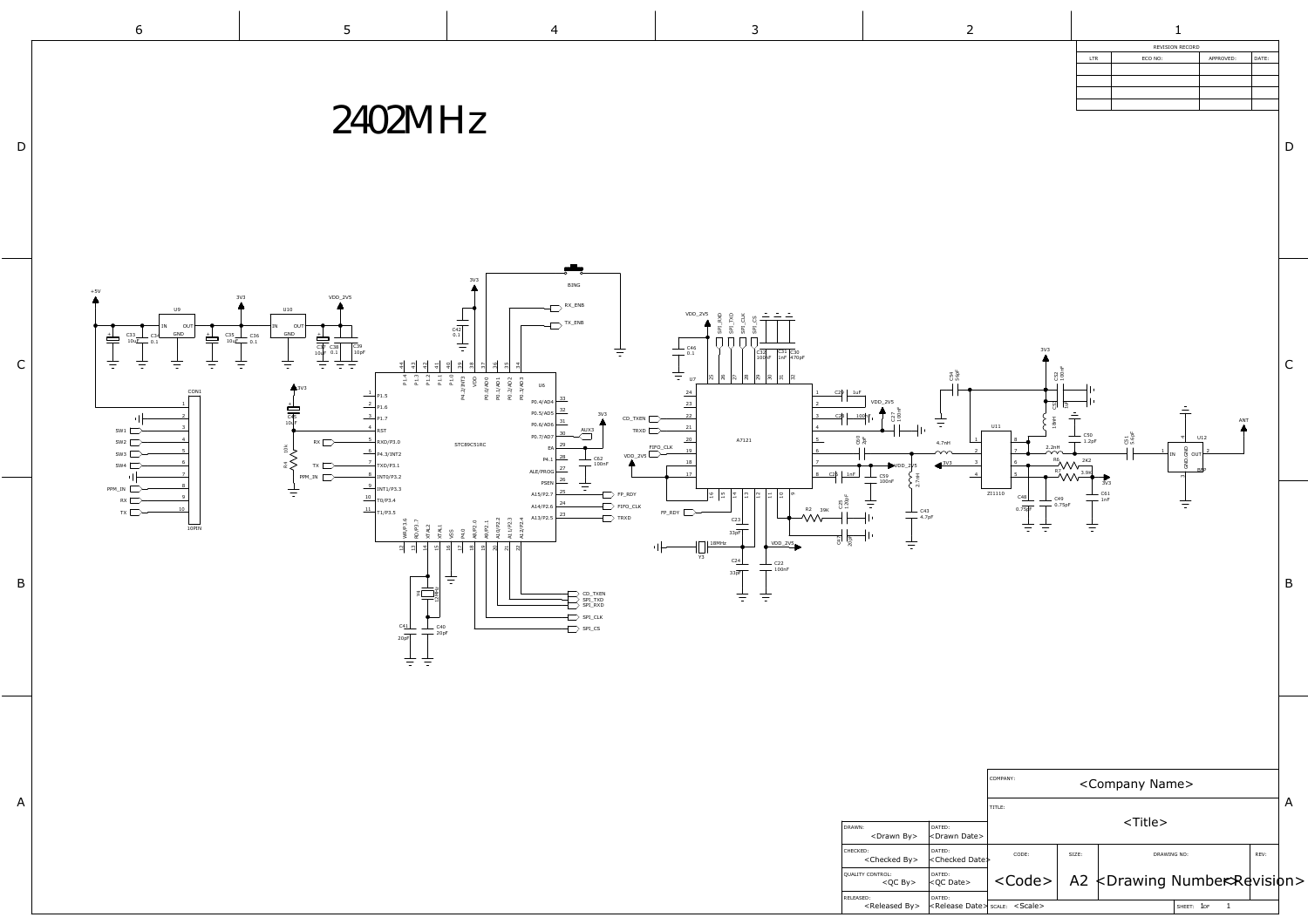# 2402MHz

| | | | |
|---|---|---|---|
| REVISION RECORD | | | |
| LTR | ECO NO: | APPROVED: | DATE: |

U9, U10, U6 STC89C51RC, U7 A7121, U11 ZI1110, U12, CON1 10PIN

+5V, 3V3, VDD_2V5

RX_ENB, TX_ENB, BING, AUX3, CD_TXEN, TRXD, FIFO_CLK, FP_RDY, SPI_TXD, SPI_RXD, SPI_CLK, SPI_CS, PPM_IN, RX, TX, SW1, SW2, SW3, SW4, ANT

Y3 18MHz

| | | | |
|---|---|---|---|
| COMPANY: | <Company Name> | | |
| TITLE: | <Title> | | |
| DRAWN: <Drawn By> | DATED: <Drawn Date> | | |
| CHECKED: <Checked By> | DATED: <Checked Date> | CODE: <Code> | SIZE: A2 |
| QUALITY CONTROL: <QC By> | DATED: <QC Date> | DRAWING NO: <Drawing Number> | REV: <Revision> |
| RELEASED: <Released By> | DATED: <Release Date> | SCALE: <Scale> | SHEET: 1 OF 1 |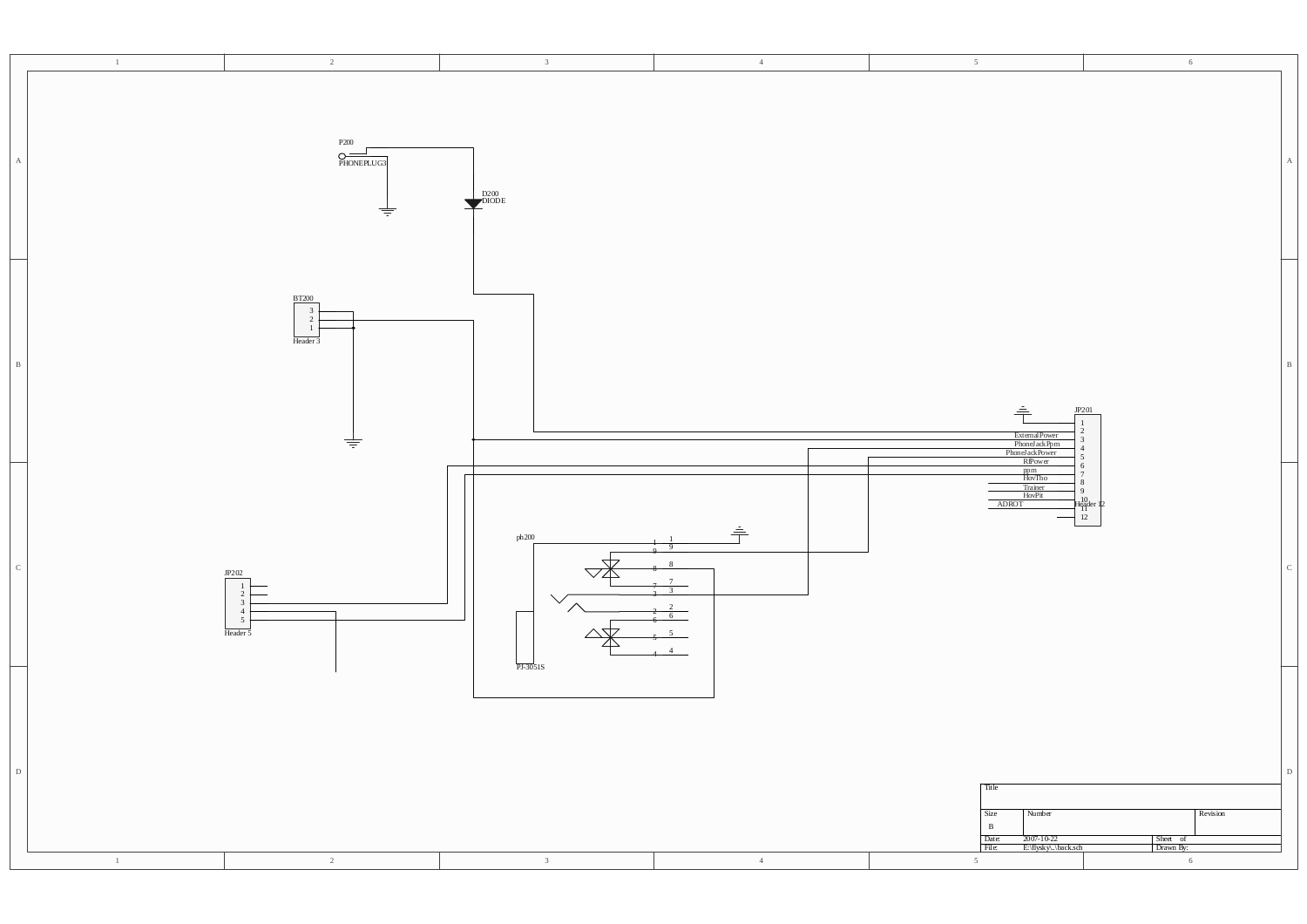P200
PHONEPLUG3

D200
DIODE

BT200
3
2
1
Header 3

JP201
1
2
3
4
5
6
7
8
9
10
11
12
Header 12

ExternalPower
PhoneJackPpm
PhoneJackPower
RfPower
ppm
HovTho
Trainer
HovPit
ADROT

ph200
PJ-3051S

JP202
1
2
3
4
5
Header 5

| | | | |
|---|---|---|---|
| Title | | | |
| Size | Number | | Revision |
| B | | | |
| Date: | 2007-10-22 | Sheet of | |
| File: | E:\flysky\..\back.sch | Drawn By: | |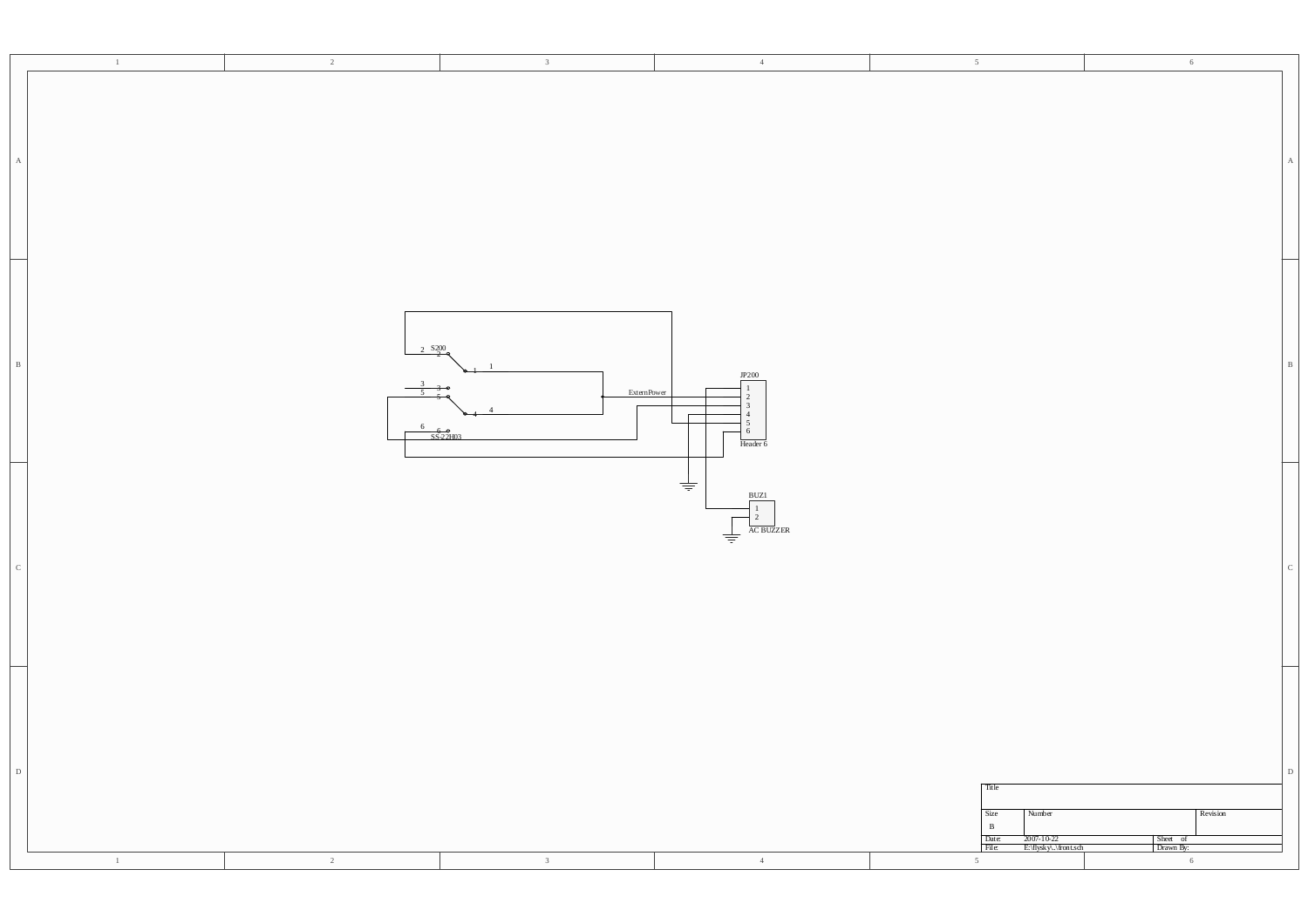S200

SS-22H03

1
2
3
4
5
6

ExternPower

JP200

1
2
3
4
5
6

Header 6

BUZ1

1
2

AC BUZZER

| | | |
|---|---|---|
| Title | | |
| Size B | Number | Revision |
| Date: 2007-10-22 | | Sheet of |
| File: E:\flysky\..\front.sch | | Drawn By: |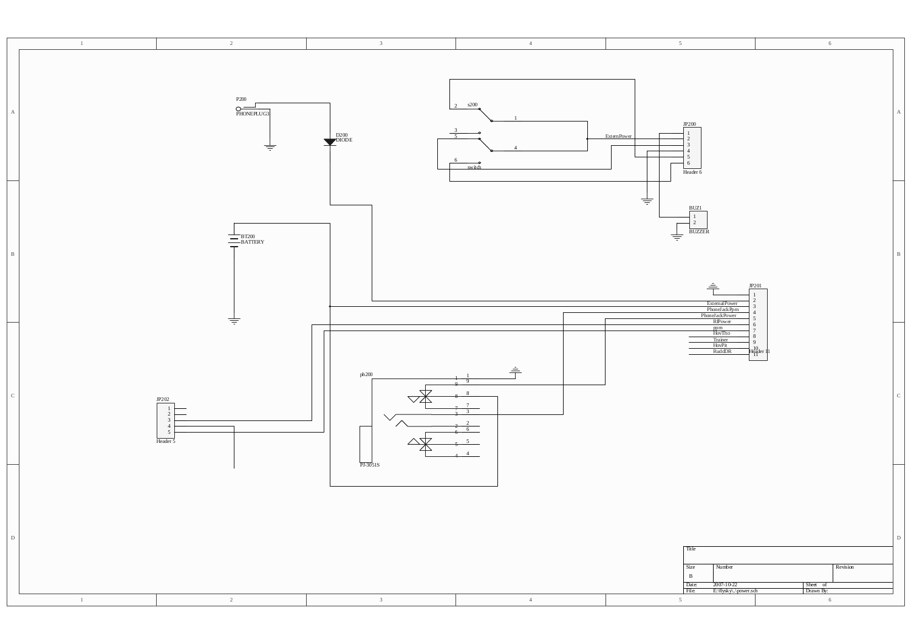P200
PHONEPLUG3

D200
DIODE

s200
2
1
3
5
4
6
switch

ExternPower

JP200
1
2
3
4
5
6
Header 6

BUZ1
1
2
BUZZER

BT200
BATTERY

JP201
1
2
3
4
5
6
7
8
9
10
11
Header 11

ExternalPower
PhoneJackPpm
PhoneJackPower
RfPower
ppm
HovTho
Trainer
HovPit
RuddDR

ph200
1
9
8
7
3
2
6
5
4
PJ-3051S

JP202
1
2
3
4
5
Header 5

| | | | | |
|---|---|---|---|---|
| Title | | | | |
| Size | Number | | | Revision |
| B | | | | |
| Date: | 2007-10-22 | | Sheet of | |
| File: | E:\flysky\..\power.sch | | Drawn By: | |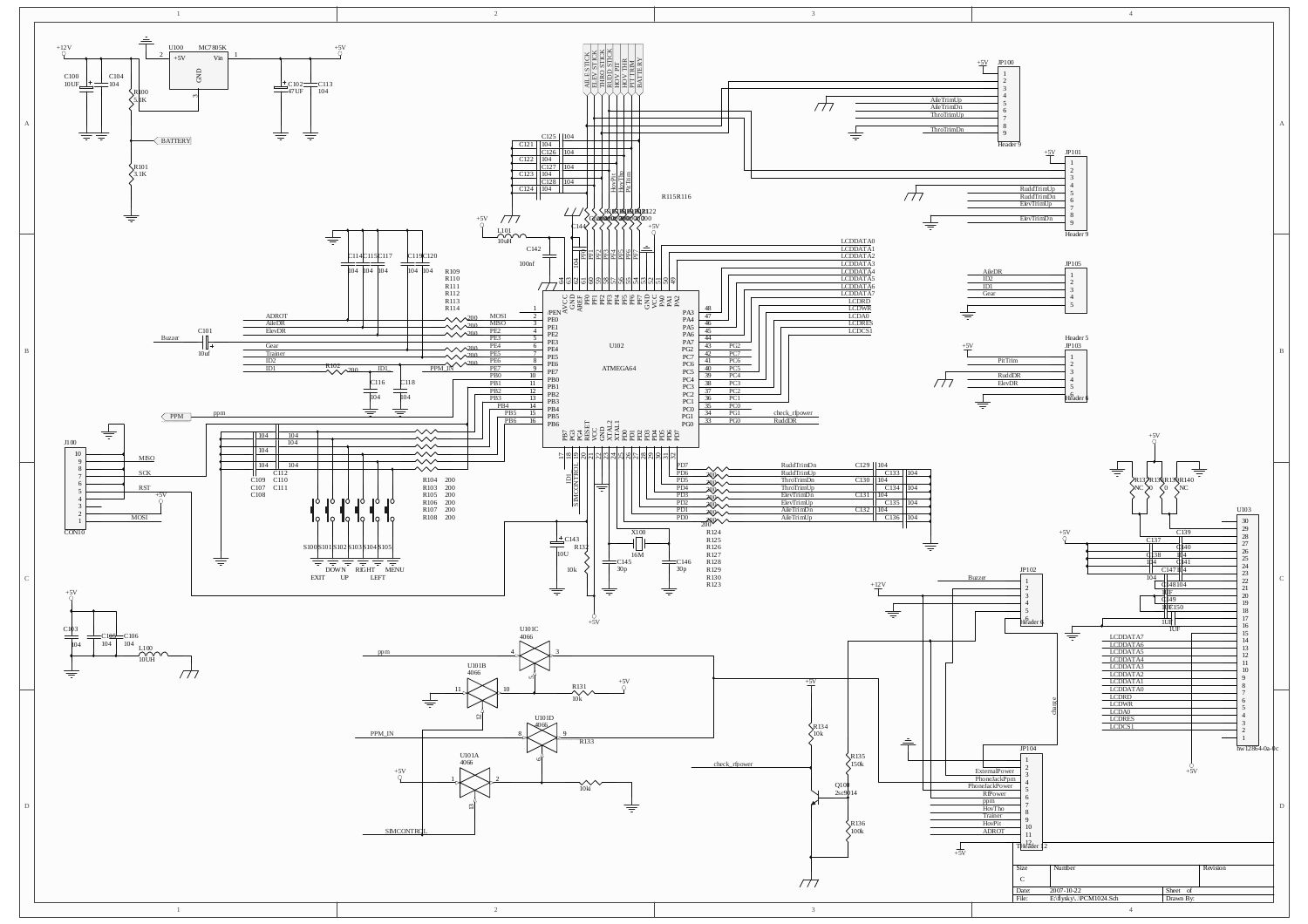| Size | Number | | Revision |
| --- | --- | --- | --- |
| C | | | |
| Date: | 2007-10-22 | Sheet of | |
| File: | E:\flysky\..\PCM1024.Sch | Drawn By: | |

U100 MC7805K (+5V, Vin, GND)

+12V, +5V, C100 10UF, C104 104, C102 47UF, C113 104, R100 5.1K, R101 3.1K, BATTERY

AILE STICK, ELEV STICK, THRO STICK, RUDD STICK, HOV PIT, HOV THR, PIT TRIM, BATTERY

C121 104, C122 104, C123 104, C124 104, C125 104, C126 104, C127 104, C128 104

HovPit, HovThr, PitTrim

R115 R116 ... R122

U102 ATMEGA64

L101 10uH, C142 100nF, C144

C114 104, C115 104, C117 104, C119 104, C120 104

R109, R110, R111, R112, R113, R114 (200)

ADROT, AileDR, ElevDR, Buzzer, C101 10uf, Gear, Trainer, ID2, ID1, R102 200, PPM_IN, C116 104, C118 104

MOSI, MISO, PE2, PE3, PE4, PE5, PE6, PE7, PB0, PB1, PB2, PB3, PB4, PB5, PB6

PPM, ppm

J100 CON10: MISO, SCK, RST, +5V, MOSI

C109, C107, C108, C112, C110, C111 (104)

R104, R103, R105, R106, R107, R108 (200)

S100 EXIT, S101 DOWN, S102 UP, S103 RIGHT, S104 LEFT, S105 MENU

LCDDATA0, LCDDATA1, LCDDATA2, LCDDATA3, LCDDATA4, LCDDATA5, LCDDATA6, LCDDATA7, LCDRD, LCDWR, LCDA0, LCDRES, LCDCS1

PG2, PC7, PC6, PC5, PC4, PC3, PC2, PC1, PC0, PG1, PG0, check_rfpower, RuddDR

PD7 RuddTrimDn, PD6 RuddTrimUp, PD5 ThroTrimDn, PD4 ThroTrimUp, PD3 ElevTrimDn, PD2 ElevTrimUp, PD1 AileTrimDn, PD0 AileTrimUp

C129 104, C130 104, C131 104, C132 104, C133 104, C134 104, C135 104, C136 104

R124, R125, R126, R127, R128, R129, R130, R123

C143 10U, R132 10k, X100 16M, C145 30p, C146 30p, ID1, SIMCONTROL

JP100 Header 9: AileTrimUp, AileTrimDn, ThroTrimUp, ThroTrimDn

JP101 Header 9: RuddTrimUp, RuddTrimDn, ElevTrimUp, ElevTrimDn

JP105 Header 5: AileDR, ID2, ID1, Gear

JP103 Header 6: PitTrim, RuddDR, ElevDR

R137 NC, R138 0, R139 0, R140 NC

U103 hw12864-0a-0c: C137, C138 104, C139, C140, C141, C147 104, C148 104, C149, C150 1UF

LCDDATA7, LCDDATA6, LCDDATA5, LCDDATA4, LCDDATA3, LCDDATA2, LCDDATA1, LCDDATA0, LCDRD, LCDWR, LCDA0, LCDRES, LCDCS1

C103 104, C105 104, C106 104, L100 10UH

U101C 4066, U101B 4066, U101D 4066, U101A 4066, R131 10k, R133, 10k

ppm, PPM_IN, SIMCONTROL

JP102 Header 6: Buzzer

R134 10k, R135 150k, Q100 2sc9014, R136 100k, check_rfpower, charge

JP104 Header 12: ExternalPower, PhoneJackPpm, PhoneJackPower, RfPower, ppm, HovTho, Trainer, HovPit, ADROT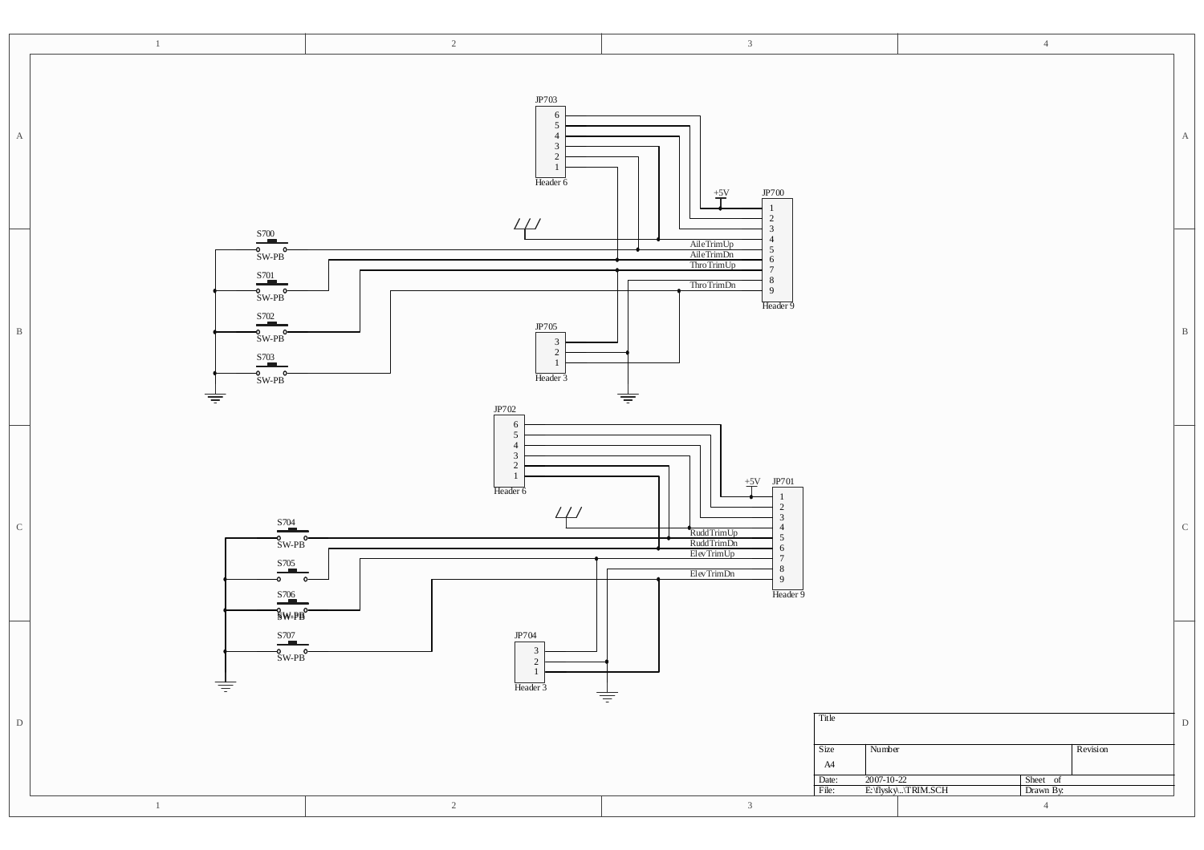1 2 3 4

A

JP703

6
5
4
3
2
1

Header 6

+5V

JP700

1
2
3
4
5
6
7
8
9

Header 9

AileTrimUp
AileTrimDn
ThroTrimUp
ThroTrimDn

S700
SW-PB

S701
SW-PB

S702
SW-PB

S703
SW-PB

B

JP705

3
2
1

Header 3

JP702

6
5
4
3
2
1

Header 6

+5V

JP701

1
2
3
4
5
6
7
8
9

Header 9

C

RuddTrimUp
RuddTrimDn
ElevTrimUp
ElevTrimDn

S704
SW-PB

S705
SW-PB

S706
SW-PB

S707
SW-PB

JP704

3
2
1

Header 3

D

| Title | | |
|---|---|---|
| Size A4 | Number | Revision |
| Date: 2007-10-22 | | Sheet of |
| File: E:\flysky\..\TRIM.SCH | | Drawn By: |